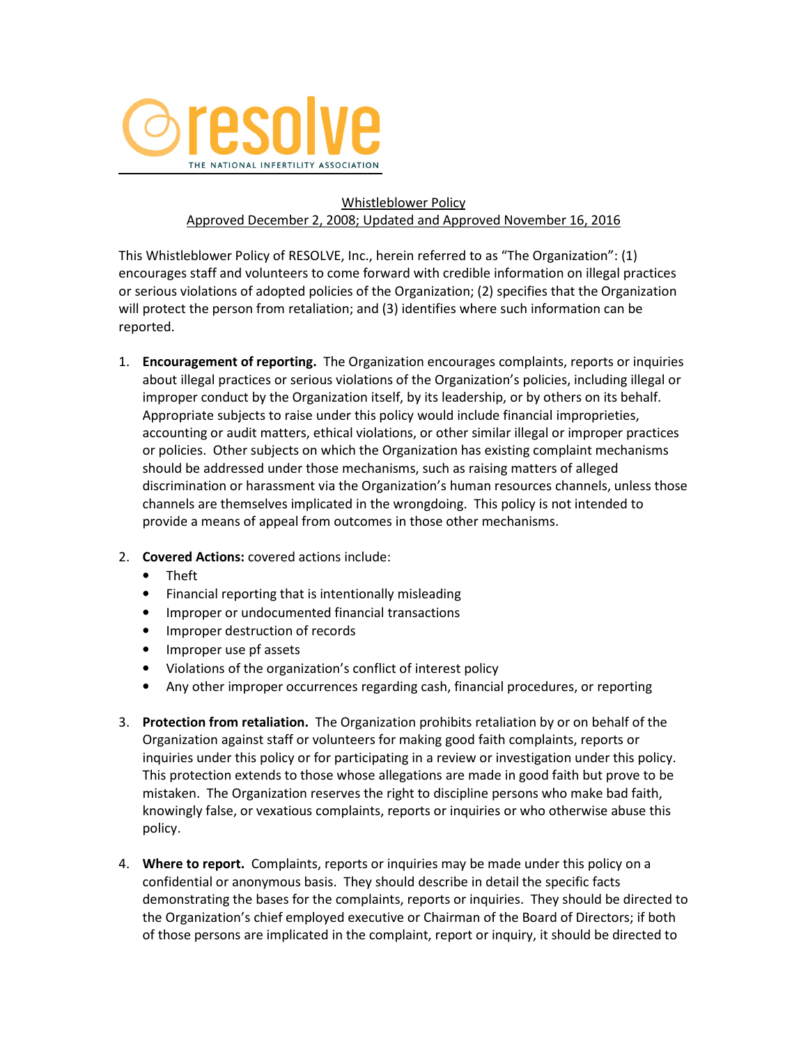resolve

THE NATIONAL INFERTILITY ASSOCIATION

# Whistleblower Policy

Approved December 2, 2008; Updated and Approved November 16, 2016

This Whistleblower Policy of RESOLVE, Inc., herein referred to as "The Organization": (1) encourages staff and volunteers to come forward with credible information on illegal practices or serious violations of adopted policies of the Organization; (2) specifies that the Organization will protect the person from retaliation; and (3) identifies where such information can be reported.

1. **Encouragement of reporting.** The Organization encourages complaints, reports or inquiries about illegal practices or serious violations of the Organization's policies, including illegal or improper conduct by the Organization itself, by its leadership, or by others on its behalf. Appropriate subjects to raise under this policy would include financial improprieties, accounting or audit matters, ethical violations, or other similar illegal or improper practices or policies. Other subjects on which the Organization has existing complaint mechanisms should be addressed under those mechanisms, such as raising matters of alleged discrimination or harassment via the Organization's human resources channels, unless those channels are themselves implicated in the wrongdoing. This policy is not intended to provide a means of appeal from outcomes in those other mechanisms.

2. **Covered Actions:** covered actions include:
   - Theft
   - Financial reporting that is intentionally misleading
   - Improper or undocumented financial transactions
   - Improper destruction of records
   - Improper use pf assets
   - Violations of the organization's conflict of interest policy
   - Any other improper occurrences regarding cash, financial procedures, or reporting

3. **Protection from retaliation.** The Organization prohibits retaliation by or on behalf of the Organization against staff or volunteers for making good faith complaints, reports or inquiries under this policy or for participating in a review or investigation under this policy. This protection extends to those whose allegations are made in good faith but prove to be mistaken. The Organization reserves the right to discipline persons who make bad faith, knowingly false, or vexatious complaints, reports or inquiries or who otherwise abuse this policy.

4. **Where to report.** Complaints, reports or inquiries may be made under this policy on a confidential or anonymous basis. They should describe in detail the specific facts demonstrating the bases for the complaints, reports or inquiries. They should be directed to the Organization's chief employed executive or Chairman of the Board of Directors; if both of those persons are implicated in the complaint, report or inquiry, it should be directed to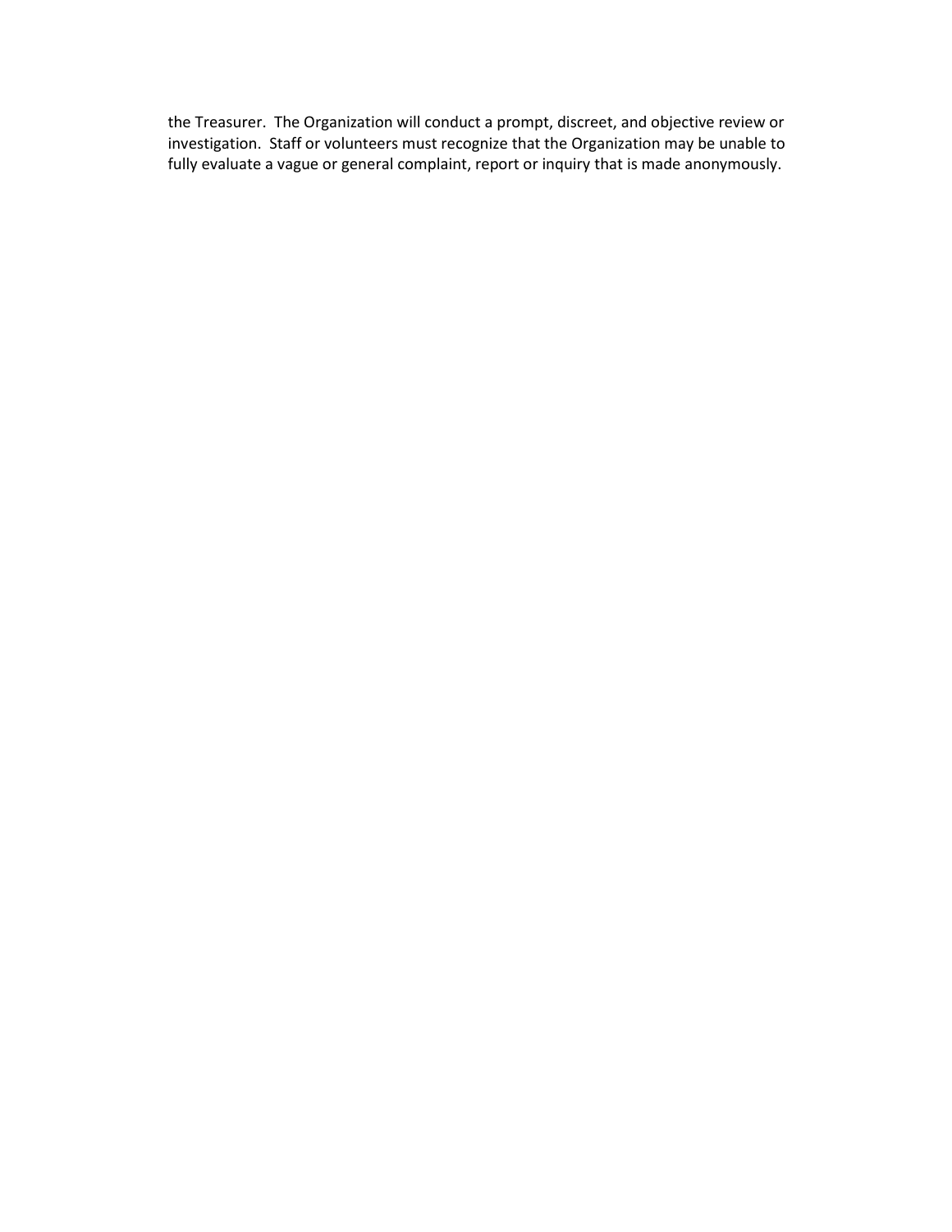the Treasurer. The Organization will conduct a prompt, discreet, and objective review or investigation. Staff or volunteers must recognize that the Organization may be unable to fully evaluate a vague or general complaint, report or inquiry that is made anonymously.